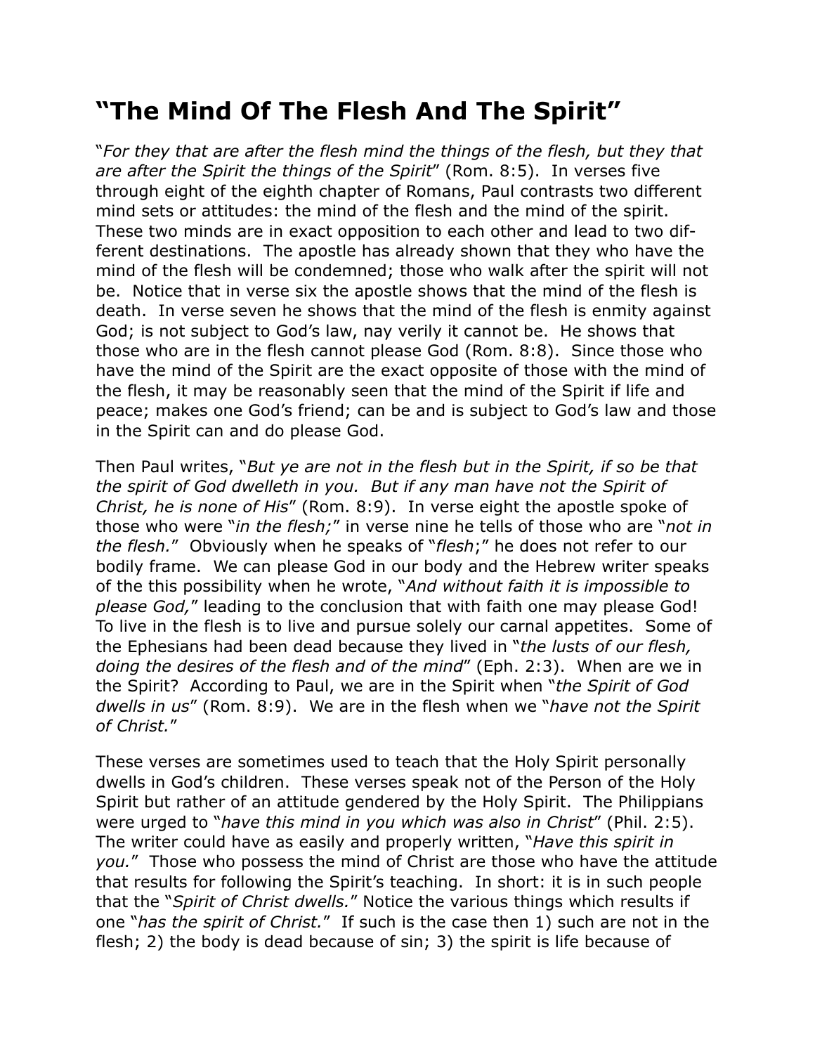# "The Mind Of The Flesh And The Spirit"

"*For they that are after the flesh mind the things of the flesh, but they that are after the Spirit the things of the Spirit*" (Rom. 8:5). In verses five through eight of the eighth chapter of Romans, Paul contrasts two different mind sets or attitudes: the mind of the flesh and the mind of the spirit. These two minds are in exact opposition to each other and lead to two different destinations. The apostle has already shown that they who have the mind of the flesh will be condemned; those who walk after the spirit will not be. Notice that in verse six the apostle shows that the mind of the flesh is death. In verse seven he shows that the mind of the flesh is enmity against God; is not subject to God's law, nay verily it cannot be. He shows that those who are in the flesh cannot please God (Rom. 8:8). Since those who have the mind of the Spirit are the exact opposite of those with the mind of the flesh, it may be reasonably seen that the mind of the Spirit if life and peace; makes one God's friend; can be and is subject to God's law and those in the Spirit can and do please God.

Then Paul writes, "*But ye are not in the flesh but in the Spirit, if so be that the spirit of God dwelleth in you. But if any man have not the Spirit of Christ, he is none of His*" (Rom. 8:9). In verse eight the apostle spoke of those who were "*in the flesh;*" in verse nine he tells of those who are "*not in the flesh.*" Obviously when he speaks of "*flesh*;" he does not refer to our bodily frame. We can please God in our body and the Hebrew writer speaks of the this possibility when he wrote, "*And without faith it is impossible to please God,*" leading to the conclusion that with faith one may please God! To live in the flesh is to live and pursue solely our carnal appetites. Some of the Ephesians had been dead because they lived in "*the lusts of our flesh, doing the desires of the flesh and of the mind*" (Eph. 2:3). When are we in the Spirit? According to Paul, we are in the Spirit when "*the Spirit of God dwells in us*" (Rom. 8:9). We are in the flesh when we "*have not the Spirit of Christ.*"

These verses are sometimes used to teach that the Holy Spirit personally dwells in God's children. These verses speak not of the Person of the Holy Spirit but rather of an attitude gendered by the Holy Spirit. The Philippians were urged to "*have this mind in you which was also in Christ*" (Phil. 2:5). The writer could have as easily and properly written, "*Have this spirit in you.*" Those who possess the mind of Christ are those who have the attitude that results for following the Spirit's teaching. In short: it is in such people that the "*Spirit of Christ dwells.*" Notice the various things which results if one "*has the spirit of Christ.*" If such is the case then 1) such are not in the flesh; 2) the body is dead because of sin; 3) the spirit is life because of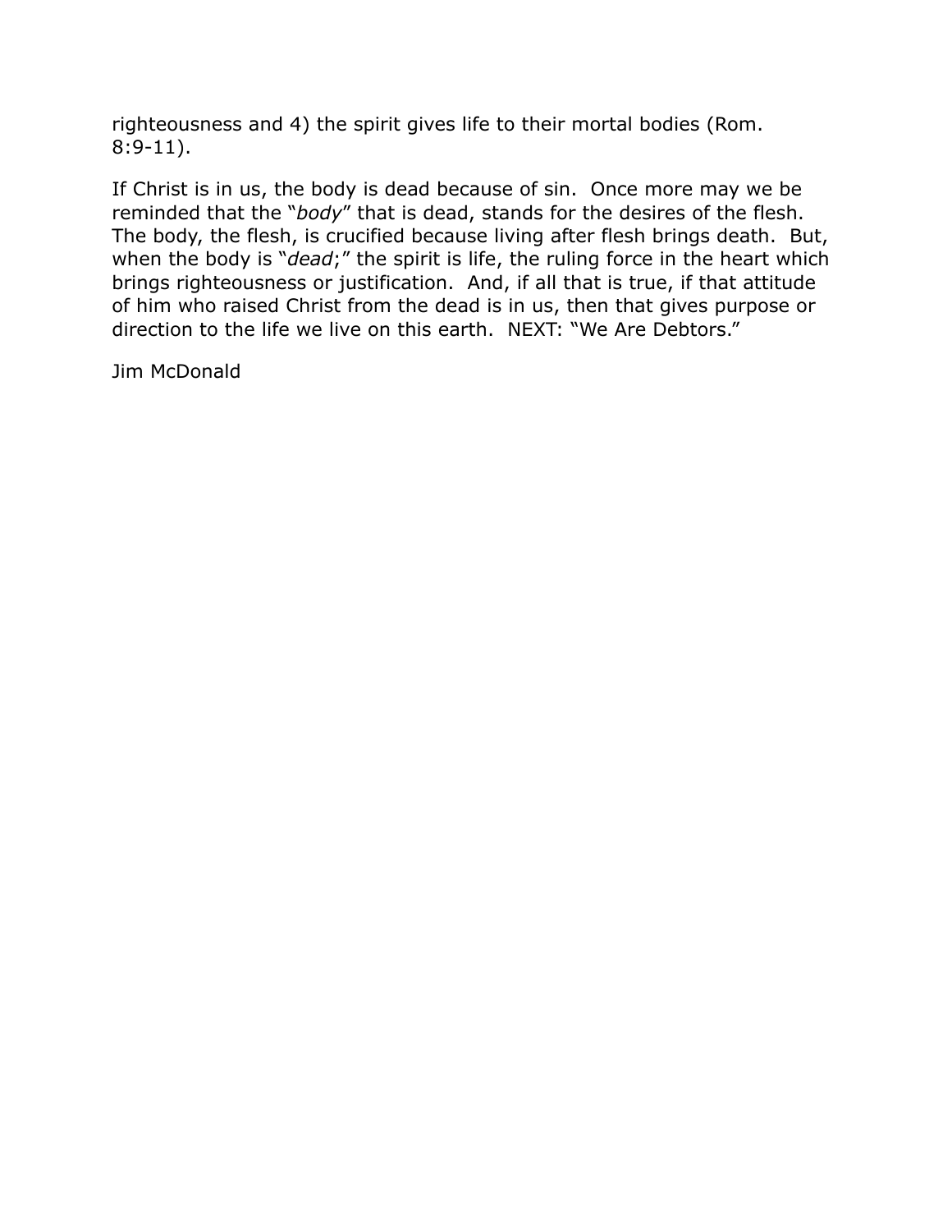righteousness and 4) the spirit gives life to their mortal bodies (Rom. 8:9-11).

If Christ is in us, the body is dead because of sin. Once more may we be reminded that the "*body*" that is dead, stands for the desires of the flesh. The body, the flesh, is crucified because living after flesh brings death. But, when the body is "*dead*;" the spirit is life, the ruling force in the heart which brings righteousness or justification. And, if all that is true, if that attitude of him who raised Christ from the dead is in us, then that gives purpose or direction to the life we live on this earth. NEXT: "We Are Debtors."

Jim McDonald